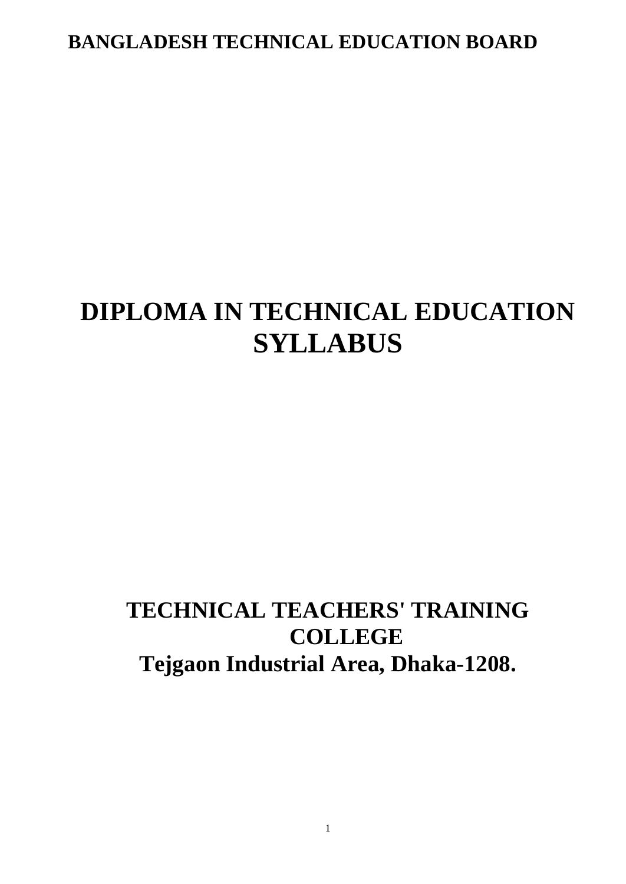**BANGLADESH TECHNICAL EDUCATION BOARD**

# DIPLOMA IN TECHNICAL EDUCATION SYLLABUS

## TECHNICAL TEACHERS' TRAINING COLLEGE
## Tejgaon Industrial Area, Dhaka-1208.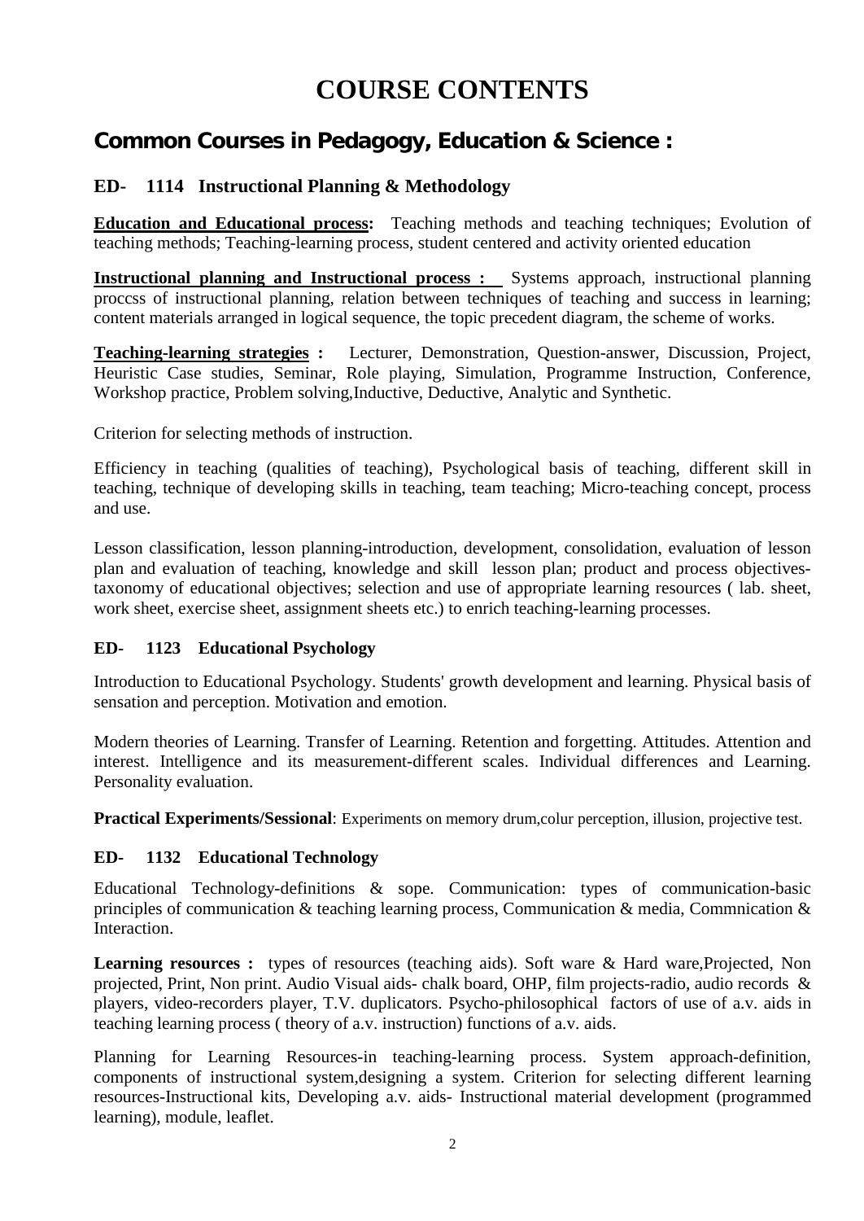# COURSE CONTENTS

## Common Courses in Pedagogy, Education & Science :

### ED- 1114 Instructional Planning & Methodology

**Education and Educational process:** Teaching methods and teaching techniques; Evolution of teaching methods; Teaching-learning process, student centered and activity oriented education

**Instructional planning and Instructional process :** Systems approach, instructional planning proccss of instructional planning, relation between techniques of teaching and success in learning; content materials arranged in logical sequence, the topic precedent diagram, the scheme of works.

**Teaching-learning strategies :** Lecturer, Demonstration, Question-answer, Discussion, Project, Heuristic Case studies, Seminar, Role playing, Simulation, Programme Instruction, Conference, Workshop practice, Problem solving,Inductive, Deductive, Analytic and Synthetic.

Criterion for selecting methods of instruction.

Efficiency in teaching (qualities of teaching), Psychological basis of teaching, different skill in teaching, technique of developing skills in teaching, team teaching; Micro-teaching concept, process and use.

Lesson classification, lesson planning-introduction, development, consolidation, evaluation of lesson plan and evaluation of teaching, knowledge and skill lesson plan; product and process objectives-taxonomy of educational objectives; selection and use of appropriate learning resources ( lab. sheet, work sheet, exercise sheet, assignment sheets etc.) to enrich teaching-learning processes.

### ED- 1123 Educational Psychology

Introduction to Educational Psychology. Students' growth development and learning. Physical basis of sensation and perception. Motivation and emotion.

Modern theories of Learning. Transfer of Learning. Retention and forgetting. Attitudes. Attention and interest. Intelligence and its measurement-different scales. Individual differences and Learning. Personality evaluation.

**Practical Experiments/Sessional**: Experiments on memory drum,colur perception, illusion, projective test.

### ED- 1132 Educational Technology

Educational Technology-definitions & sope. Communication: types of communication-basic principles of communication & teaching learning process, Communication & media, Commnication & Interaction.

**Learning resources :** types of resources (teaching aids). Soft ware & Hard ware,Projected, Non projected, Print, Non print. Audio Visual aids- chalk board, OHP, film projects-radio, audio records & players, video-recorders player, T.V. duplicators. Psycho-philosophical factors of use of a.v. aids in teaching learning process ( theory of a.v. instruction) functions of a.v. aids.

Planning for Learning Resources-in teaching-learning process. System approach-definition, components of instructional system,designing a system. Criterion for selecting different learning resources-Instructional kits, Developing a.v. aids- Instructional material development (programmed learning), module, leaflet.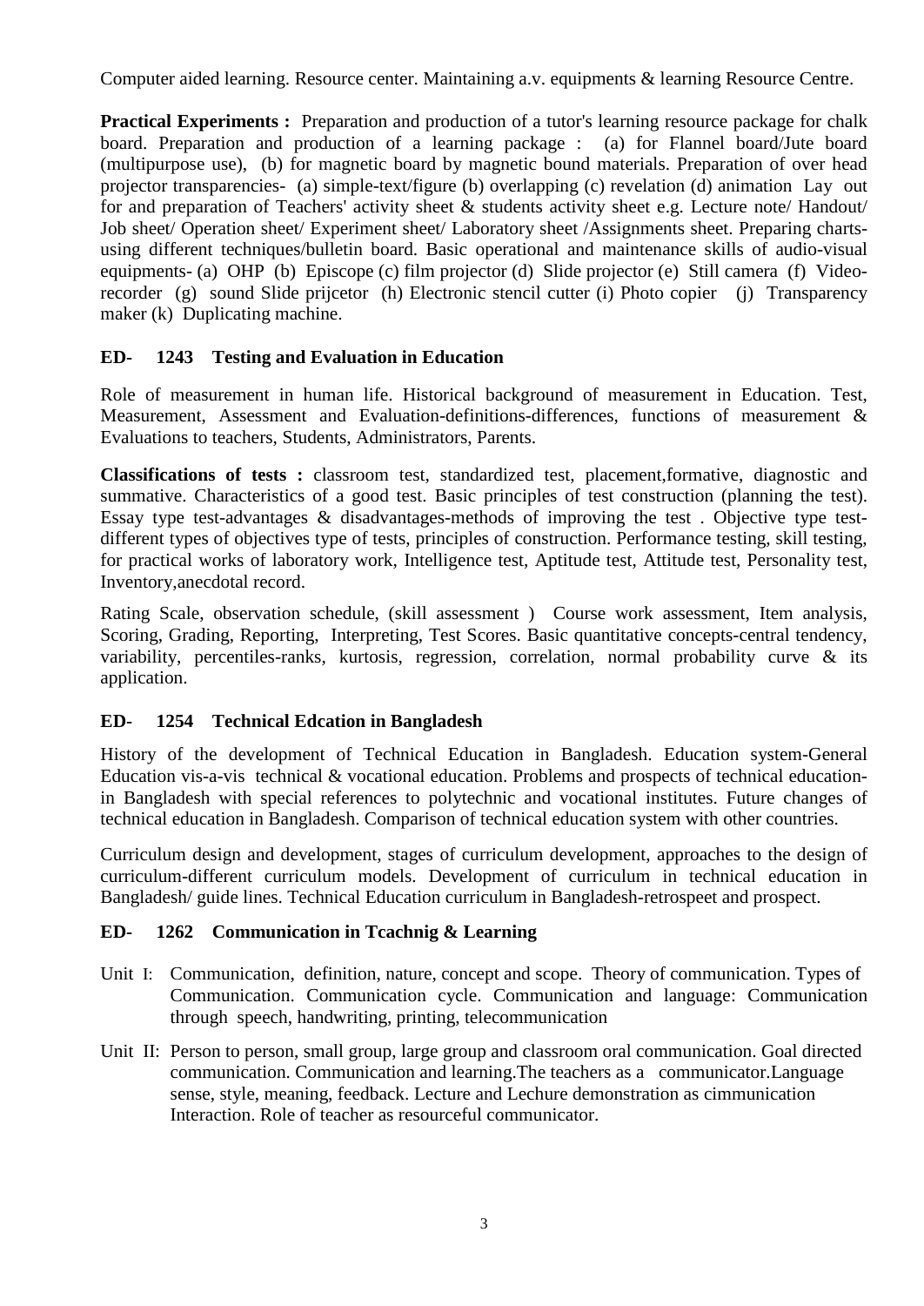Computer aided learning. Resource center. Maintaining a.v. equipments & learning Resource Centre.

**Practical Experiments :** Preparation and production of a tutor's learning resource package for chalk board. Preparation and production of a learning package : (a) for Flannel board/Jute board (multipurpose use), (b) for magnetic board by magnetic bound materials. Preparation of over head projector transparencies- (a) simple-text/figure (b) overlapping (c) revelation (d) animation Lay out for and preparation of Teachers' activity sheet & students activity sheet e.g. Lecture note/ Handout/ Job sheet/ Operation sheet/ Experiment sheet/ Laboratory sheet /Assignments sheet. Preparing charts-using different techniques/bulletin board. Basic operational and maintenance skills of audio-visual equipments- (a) OHP (b) Episcope (c) film projector (d) Slide projector (e) Still camera (f) Video-recorder (g) sound Slide prijcetor (h) Electronic stencil cutter (i) Photo copier (j) Transparency maker (k) Duplicating machine.

### ED- 1243 Testing and Evaluation in Education

Role of measurement in human life. Historical background of measurement in Education. Test, Measurement, Assessment and Evaluation-definitions-differences, functions of measurement & Evaluations to teachers, Students, Administrators, Parents.

**Classifications of tests :** classroom test, standardized test, placement,formative, diagnostic and summative. Characteristics of a good test. Basic principles of test construction (planning the test). Essay type test-advantages & disadvantages-methods of improving the test . Objective type test-different types of objectives type of tests, principles of construction. Performance testing, skill testing, for practical works of laboratory work, Intelligence test, Aptitude test, Attitude test, Personality test, Inventory,anecdotal record.

Rating Scale, observation schedule, (skill assessment ) Course work assessment, Item analysis, Scoring, Grading, Reporting, Interpreting, Test Scores. Basic quantitative concepts-central tendency, variability, percentiles-ranks, kurtosis, regression, correlation, normal probability curve & its application.

### ED- 1254 Technical Edcation in Bangladesh

History of the development of Technical Education in Bangladesh. Education system-General Education vis-a-vis technical & vocational education. Problems and prospects of technical education-in Bangladesh with special references to polytechnic and vocational institutes. Future changes of technical education in Bangladesh. Comparison of technical education system with other countries.

Curriculum design and development, stages of curriculum development, approaches to the design of curriculum-different curriculum models. Development of curriculum in technical education in Bangladesh/ guide lines. Technical Education curriculum in Bangladesh-retrospeet and prospect.

### ED- 1262 Communication in Tcachnig & Learning

Unit I: Communication, definition, nature, concept and scope. Theory of communication. Types of Communication. Communication cycle. Communication and language: Communication through speech, handwriting, printing, telecommunication

Unit II: Person to person, small group, large group and classroom oral communication. Goal directed communication. Communication and learning.The teachers as a communicator.Language sense, style, meaning, feedback. Lecture and Lechure demonstration as cimmunication Interaction. Role of teacher as resourceful communicator.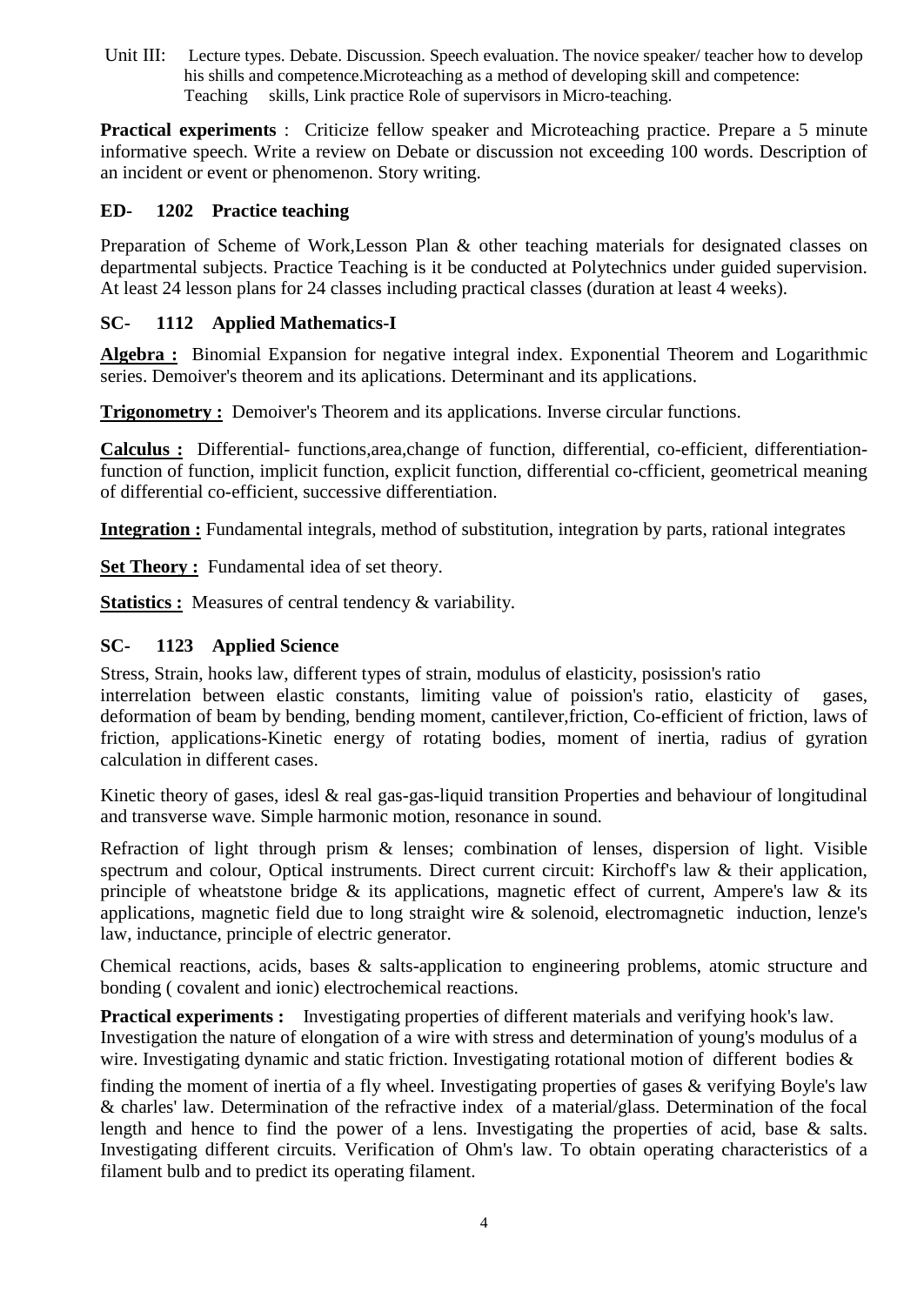Unit III: Lecture types. Debate. Discussion. Speech evaluation. The novice speaker/ teacher how to develop his shills and competence.Microteaching as a method of developing skill and competence: Teaching skills, Link practice Role of supervisors in Micro-teaching.

**Practical experiments** : Criticize fellow speaker and Microteaching practice. Prepare a 5 minute informative speech. Write a review on Debate or discussion not exceeding 100 words. Description of an incident or event or phenomenon. Story writing.

### ED- 1202 Practice teaching

Preparation of Scheme of Work,Lesson Plan & other teaching materials for designated classes on departmental subjects. Practice Teaching is it be conducted at Polytechnics under guided supervision. At least 24 lesson plans for 24 classes including practical classes (duration at least 4 weeks).

### SC- 1112 Applied Mathematics-I

**Algebra :** Binomial Expansion for negative integral index. Exponential Theorem and Logarithmic series. Demoiver's theorem and its aplications. Determinant and its applications.

**Trigonometry :** Demoiver's Theorem and its applications. Inverse circular functions.

**Calculus :** Differential- functions,area,change of function, differential, co-efficient, differentiation-function of function, implicit function, explicit function, differential co-cfficient, geometrical meaning of differential co-efficient, successive differentiation.

**Integration :** Fundamental integrals, method of substitution, integration by parts, rational integrates

**Set Theory :** Fundamental idea of set theory.

**Statistics :** Measures of central tendency & variability.

### SC- 1123 Applied Science

Stress, Strain, hooks law, different types of strain, modulus of elasticity, posission's ratio interrelation between elastic constants, limiting value of poission's ratio, elasticity of gases, deformation of beam by bending, bending moment, cantilever,friction, Co-efficient of friction, laws of friction, applications-Kinetic energy of rotating bodies, moment of inertia, radius of gyration calculation in different cases.

Kinetic theory of gases, idesl & real gas-gas-liquid transition Properties and behaviour of longitudinal and transverse wave. Simple harmonic motion, resonance in sound.

Refraction of light through prism & lenses; combination of lenses, dispersion of light. Visible spectrum and colour, Optical instruments. Direct current circuit: Kirchoff's law & their application, principle of wheatstone bridge & its applications, magnetic effect of current, Ampere's law & its applications, magnetic field due to long straight wire & solenoid, electromagnetic induction, lenze's law, inductance, principle of electric generator.

Chemical reactions, acids, bases & salts-application to engineering problems, atomic structure and bonding ( covalent and ionic) electrochemical reactions.

**Practical experiments :** Investigating properties of different materials and verifying hook's law. Investigation the nature of elongation of a wire with stress and determination of young's modulus of a wire. Investigating dynamic and static friction. Investigating rotational motion of different bodies & finding the moment of inertia of a fly wheel. Investigating properties of gases & verifying Boyle's law & charles' law. Determination of the refractive index of a material/glass. Determination of the focal length and hence to find the power of a lens. Investigating the properties of acid, base & salts. Investigating different circuits. Verification of Ohm's law. To obtain operating characteristics of a filament bulb and to predict its operating filament.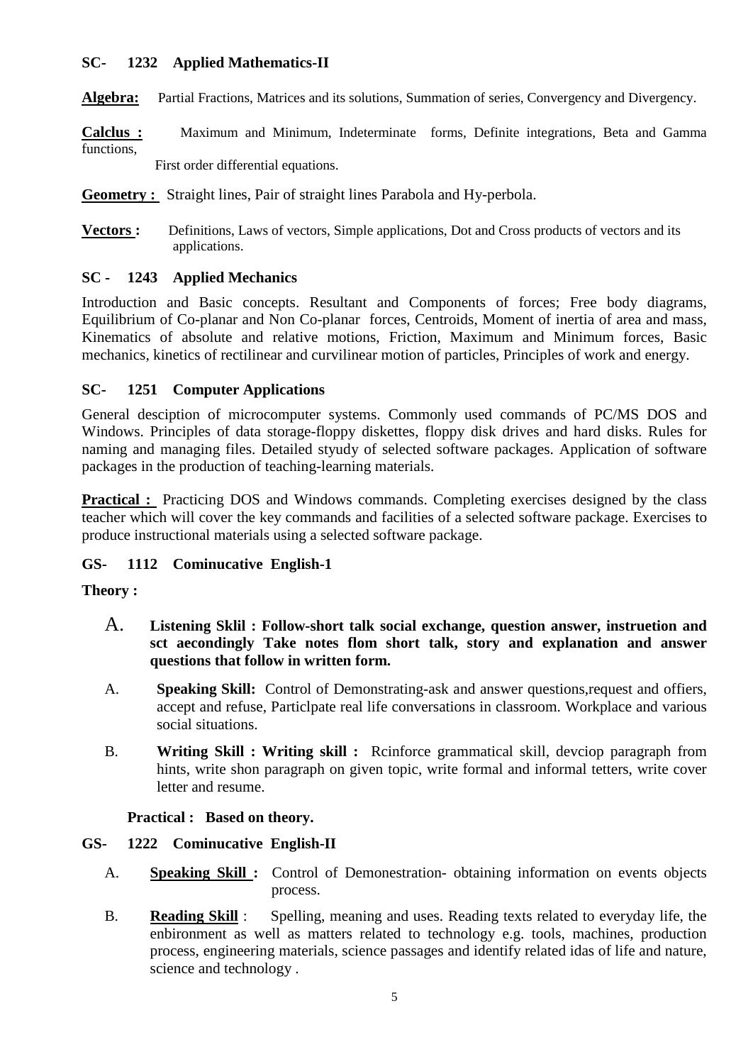### SC- 1232 Applied Mathematics-II

**Algebra:** Partial Fractions, Matrices and its solutions, Summation of series, Convergency and Divergency.

**Calclus :** Maximum and Minimum, Indeterminate forms, Definite integrations, Beta and Gamma functions,
First order differential equations.

**Geometry :** Straight lines, Pair of straight lines Parabola and Hy-perbola.

**Vectors :** Definitions, Laws of vectors, Simple applications, Dot and Cross products of vectors and its applications.

### SC - 1243 Applied Mechanics

Introduction and Basic concepts. Resultant and Components of forces; Free body diagrams, Equilibrium of Co-planar and Non Co-planar forces, Centroids, Moment of inertia of area and mass, Kinematics of absolute and relative motions, Friction, Maximum and Minimum forces, Basic mechanics, kinetics of rectilinear and curvilinear motion of particles, Principles of work and energy.

### SC- 1251 Computer Applications

General desciption of microcomputer systems. Commonly used commands of PC/MS DOS and Windows. Principles of data storage-floppy diskettes, floppy disk drives and hard disks. Rules for naming and managing files. Detailed styudy of selected software packages. Application of software packages in the production of teaching-learning materials.

**Practical :** Practicing DOS and Windows commands. Completing exercises designed by the class teacher which will cover the key commands and facilities of a selected software package. Exercises to produce instructional materials using a selected software package.

### GS- 1112 Cominucative English-1

**Theory :**

A. **Listening Sklil : Follow-short talk social exchange, question answer, instruetion and sct aecondingly Take notes flom short talk, story and explanation and answer questions that follow in written form.**

A. **Speaking Skill:** Control of Demonstrating-ask and answer questions,request and offiers, accept and refuse, Particlpate real life conversations in classroom. Workplace and various social situations.

B. **Writing Skill : Writing skill :** Rcinforce grammatical skill, devciop paragraph from hints, write shon paragraph on given topic, write formal and informal tetters, write cover letter and resume.

**Practical : Based on theory.**

### GS- 1222 Cominucative English-II

A. **Speaking Skill :** Control of Demonestration- obtaining information on events objects process.

B. **Reading Skill** : Spelling, meaning and uses. Reading texts related to everyday life, the enbironment as well as matters related to technology e.g. tools, machines, production process, engineering materials, science passages and identify related idas of life and nature, science and technology .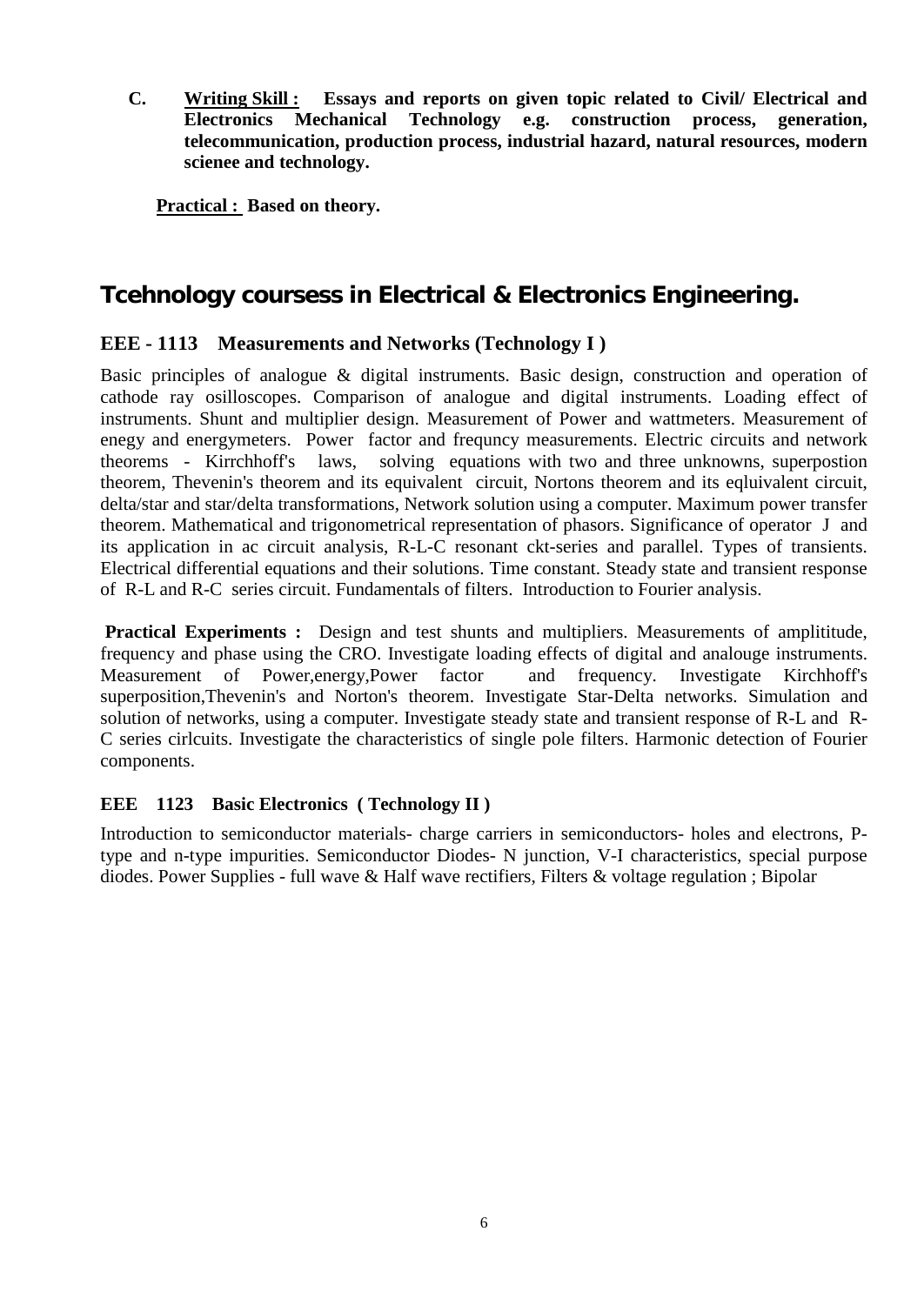**C.** <u>**Writing Skill :**</u> **Essays and reports on given topic related to Civil/ Electrical and Electronics Mechanical Technology e.g. construction process, generation, telecommunication, production process, industrial hazard, natural resources, modern scienee and technology.**

<u>**Practical :**</u> **Based on theory.**

## Tcehnology coursess in Electrical & Electronics Engineering.

### EEE - 1113 Measurements and Networks (Technology I )

Basic principles of analogue & digital instruments. Basic design, construction and operation of cathode ray osilloscopes. Comparison of analogue and digital instruments. Loading effect of instruments. Shunt and multiplier design. Measurement of Power and wattmeters. Measurement of enegy and energymeters. Power factor and frequncy measurements. Electric circuits and network theorems - Kirrchhoff's laws, solving equations with two and three unknowns, superpostion theorem, Thevenin's theorem and its equivalent circuit, Nortons theorem and its eqluivalent circuit, delta/star and star/delta transformations, Network solution using a computer. Maximum power transfer theorem. Mathematical and trigonometrical representation of phasors. Significance of operator J and its application in ac circuit analysis, R-L-C resonant ckt-series and parallel. Types of transients. Electrical differential equations and their solutions. Time constant. Steady state and transient response of R-L and R-C series circuit. Fundamentals of filters. Introduction to Fourier analysis.

**Practical Experiments :** Design and test shunts and multipliers. Measurements of amplititude, frequency and phase using the CRO. Investigate loading effects of digital and analouge instruments. Measurement of Power,energy,Power factor and frequency. Investigate Kirchhoff's superposition,Thevenin's and Norton's theorem. Investigate Star-Delta networks. Simulation and solution of networks, using a computer. Investigate steady state and transient response of R-L and R-C series cirlcuits. Investigate the characteristics of single pole filters. Harmonic detection of Fourier components.

### EEE 1123 Basic Electronics ( Technology II )

Introduction to semiconductor materials- charge carriers in semiconductors- holes and electrons, P-type and n-type impurities. Semiconductor Diodes- N junction, V-I characteristics, special purpose diodes. Power Supplies - full wave & Half wave rectifiers, Filters & voltage regulation ; Bipolar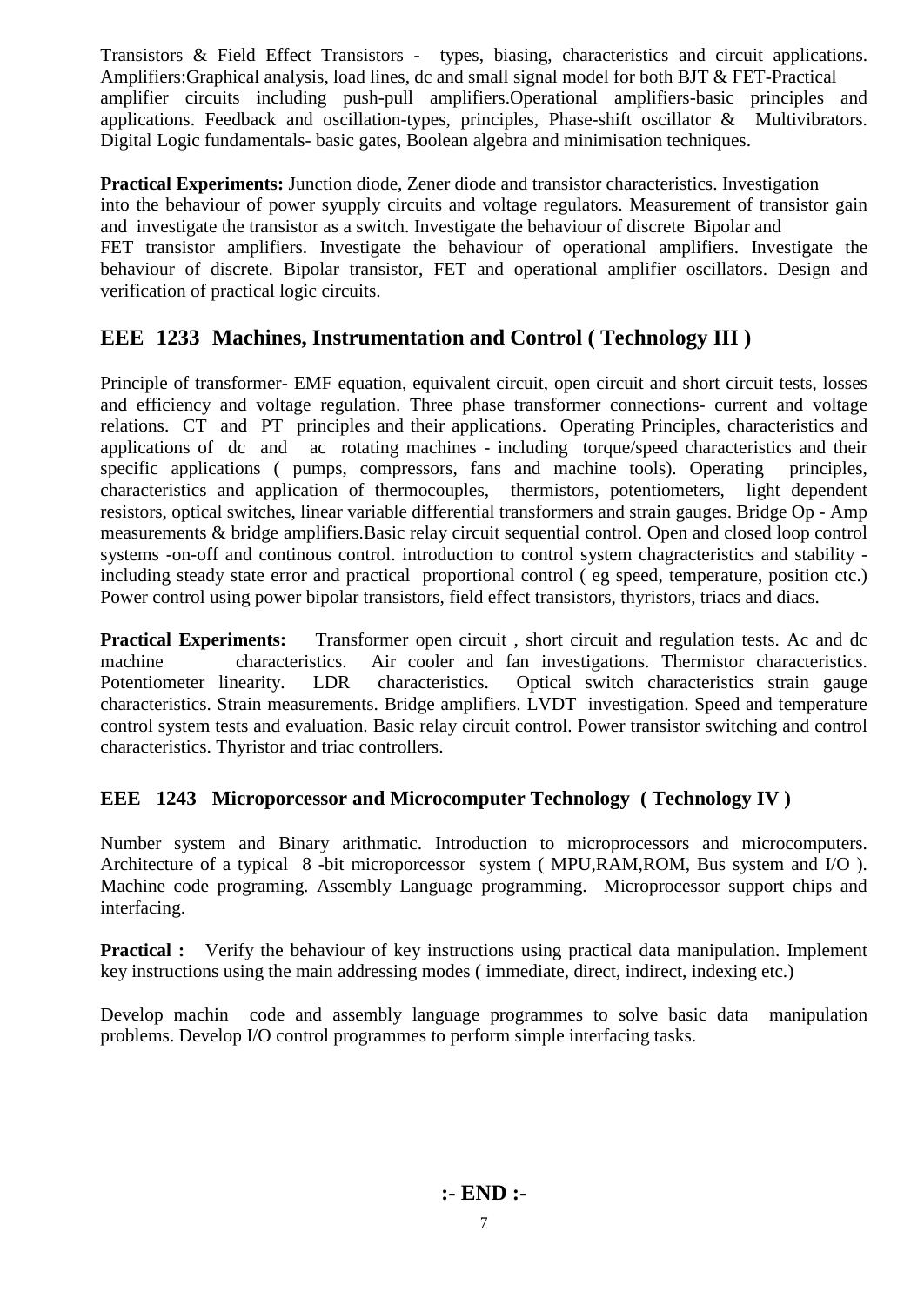Transistors & Field Effect Transistors - types, biasing, characteristics and circuit applications. Amplifiers:Graphical analysis, load lines, dc and small signal model for both BJT & FET-Practical amplifier circuits including push-pull amplifiers.Operational amplifiers-basic principles and applications. Feedback and oscillation-types, principles, Phase-shift oscillator & Multivibrators. Digital Logic fundamentals- basic gates, Boolean algebra and minimisation techniques.

**Practical Experiments:** Junction diode, Zener diode and transistor characteristics. Investigation into the behaviour of power syupply circuits and voltage regulators. Measurement of transistor gain and investigate the transistor as a switch. Investigate the behaviour of discrete Bipolar and FET transistor amplifiers. Investigate the behaviour of operational amplifiers. Investigate the behaviour of discrete. Bipolar transistor, FET and operational amplifier oscillators. Design and verification of practical logic circuits.

## EEE 1233 Machines, Instrumentation and Control ( Technology III )

Principle of transformer- EMF equation, equivalent circuit, open circuit and short circuit tests, losses and efficiency and voltage regulation. Three phase transformer connections- current and voltage relations. CT and PT principles and their applications. Operating Principles, characteristics and applications of dc and ac rotating machines - including torque/speed characteristics and their specific applications ( pumps, compressors, fans and machine tools). Operating principles, characteristics and application of thermocouples, thermistors, potentiometers, light dependent resistors, optical switches, linear variable differential transformers and strain gauges. Bridge Op - Amp measurements & bridge amplifiers.Basic relay circuit sequential control. Open and closed loop control systems -on-off and continous control. introduction to control system chagracteristics and stability - including steady state error and practical proportional control ( eg speed, temperature, position ctc.) Power control using power bipolar transistors, field effect transistors, thyristors, triacs and diacs.

**Practical Experiments:** Transformer open circuit , short circuit and regulation tests. Ac and dc machine characteristics. Air cooler and fan investigations. Thermistor characteristics. Potentiometer linearity. LDR characteristics. Optical switch characteristics strain gauge characteristics. Strain measurements. Bridge amplifiers. LVDT investigation. Speed and temperature control system tests and evaluation. Basic relay circuit control. Power transistor switching and control characteristics. Thyristor and triac controllers.

### EEE 1243 Microporcessor and Microcomputer Technology ( Technology IV )

Number system and Binary arithmatic. Introduction to microprocessors and microcomputers. Architecture of a typical 8 -bit microporcessor system ( MPU,RAM,ROM, Bus system and I/O ). Machine code programing. Assembly Language programming. Microprocessor support chips and interfacing.

**Practical :** Verify the behaviour of key instructions using practical data manipulation. Implement key instructions using the main addressing modes ( immediate, direct, indirect, indexing etc.)

Develop machin code and assembly language programmes to solve basic data manipulation problems. Develop I/O control programmes to perform simple interfacing tasks.

**:- END :-**